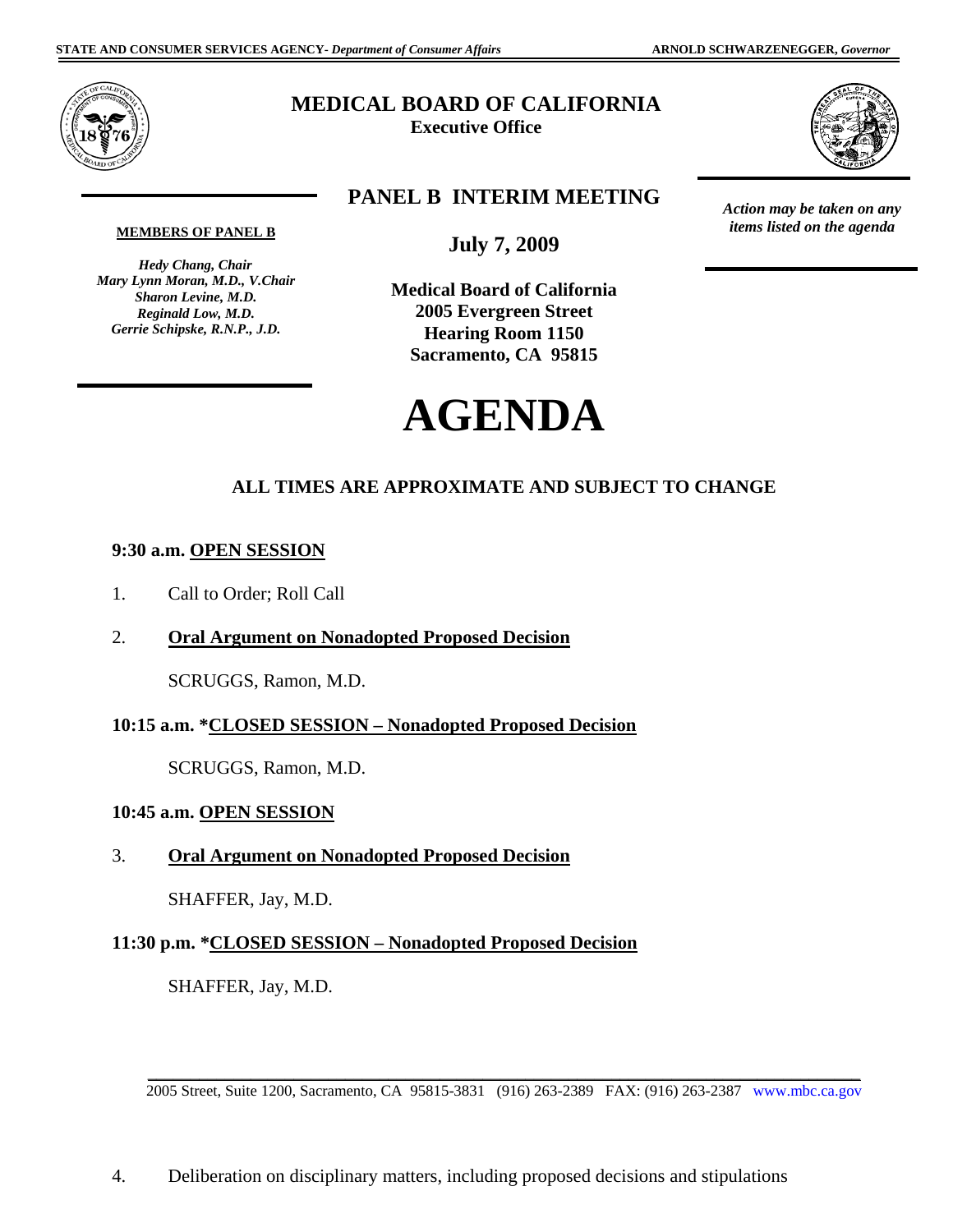STATE AND CONSUMER SERVICES AGENCY- *Department of Consumer Affairs* ARNOLD SCHWARZENEGGER, *Governor*

# MEDICAL BOARD OF CALIFORNIA
**Executive Office**

## PANEL B INTERIM MEETING

*Action may be taken on any items listed on the agenda*

**MEMBERS OF PANEL B**

*Hedy Chang, Chair*
*Mary Lynn Moran, M.D., V.Chair*
*Sharon Levine, M.D.*
*Reginald Low, M.D.*
*Gerrie Schipske, R.N.P., J.D.*

**July 7, 2009**

**Medical Board of California**
**2005 Evergreen Street**
**Hearing Room 1150**
**Sacramento, CA 95815**

# AGENDA

**ALL TIMES ARE APPROXIMATE AND SUBJECT TO CHANGE**

**9:30 a.m. OPEN SESSION**

1. Call to Order; Roll Call

2. **Oral Argument on Nonadopted Proposed Decision**

   SCRUGGS, Ramon, M.D.

**10:15 a.m. *CLOSED SESSION – Nonadopted Proposed Decision**

SCRUGGS, Ramon, M.D.

**10:45 a.m. OPEN SESSION**

3. **Oral Argument on Nonadopted Proposed Decision**

   SHAFFER, Jay, M.D.

**11:30 p.m. *CLOSED SESSION – Nonadopted Proposed Decision**

SHAFFER, Jay, M.D.

2005 Street, Suite 1200, Sacramento, CA 95815-3831 (916) 263-2389 FAX: (916) 263-2387 www.mbc.ca.gov

4. Deliberation on disciplinary matters, including proposed decisions and stipulations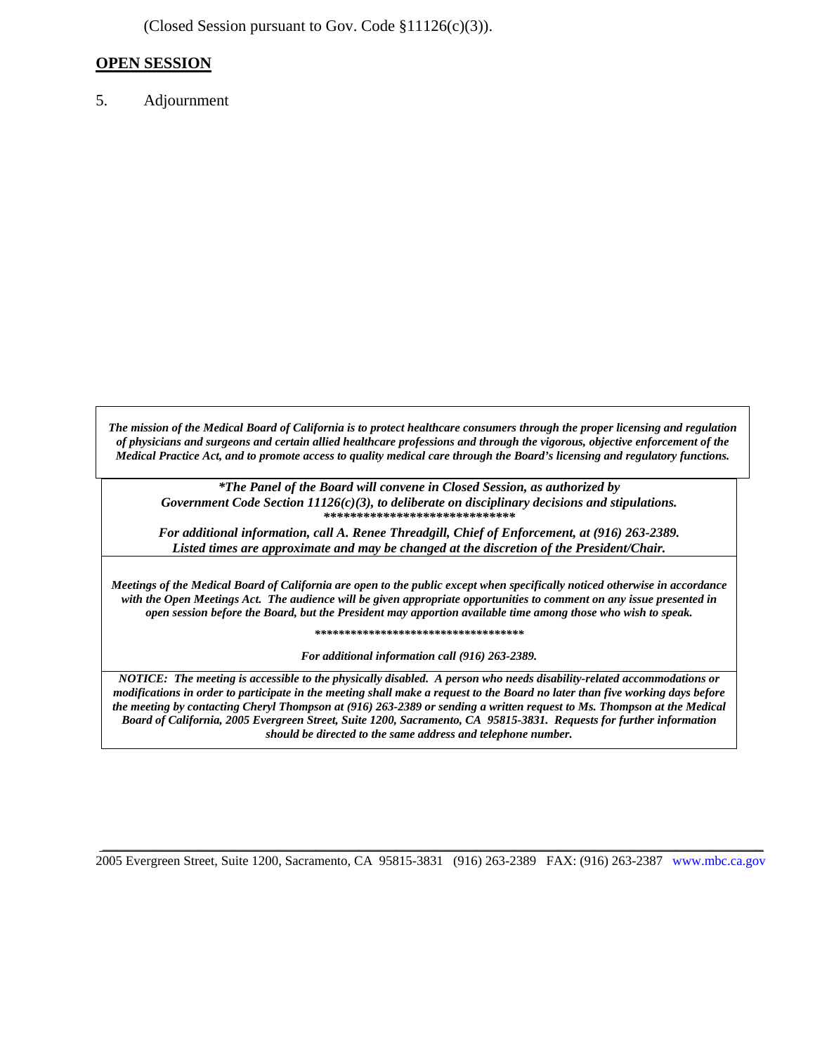(Closed Session pursuant to Gov. Code §11126(c)(3)).

**OPEN SESSION**

5. Adjournment

***The mission of the Medical Board of California is to protect healthcare consumers through the proper licensing and regulation of physicians and surgeons and certain allied healthcare professions and through the vigorous, objective enforcement of the Medical Practice Act, and to promote access to quality medical care through the Board's licensing and regulatory functions.***

***\*The Panel of the Board will convene in Closed Session, as authorized by Government Code Section 11126(c)(3), to deliberate on disciplinary decisions and stipulations.***

*****************************

***For additional information, call A. Renee Threadgill, Chief of Enforcement, at (916) 263-2389. Listed times are approximate and may be changed at the discretion of the President/Chair.***

***Meetings of the Medical Board of California are open to the public except when specifically noticed otherwise in accordance with the Open Meetings Act. The audience will be given appropriate opportunities to comment on any issue presented in open session before the Board, but the President may apportion available time among those who wish to speak.***

**********************************

***For additional information call (916) 263-2389.***

***NOTICE: The meeting is accessible to the physically disabled. A person who needs disability-related accommodations or modifications in order to participate in the meeting shall make a request to the Board no later than five working days before the meeting by contacting Cheryl Thompson at (916) 263-2389 or sending a written request to Ms. Thompson at the Medical Board of California, 2005 Evergreen Street, Suite 1200, Sacramento, CA 95815-3831. Requests for further information should be directed to the same address and telephone number.***

2005 Evergreen Street, Suite 1200, Sacramento, CA 95815-3831 (916) 263-2389 FAX: (916) 263-2387 www.mbc.ca.gov